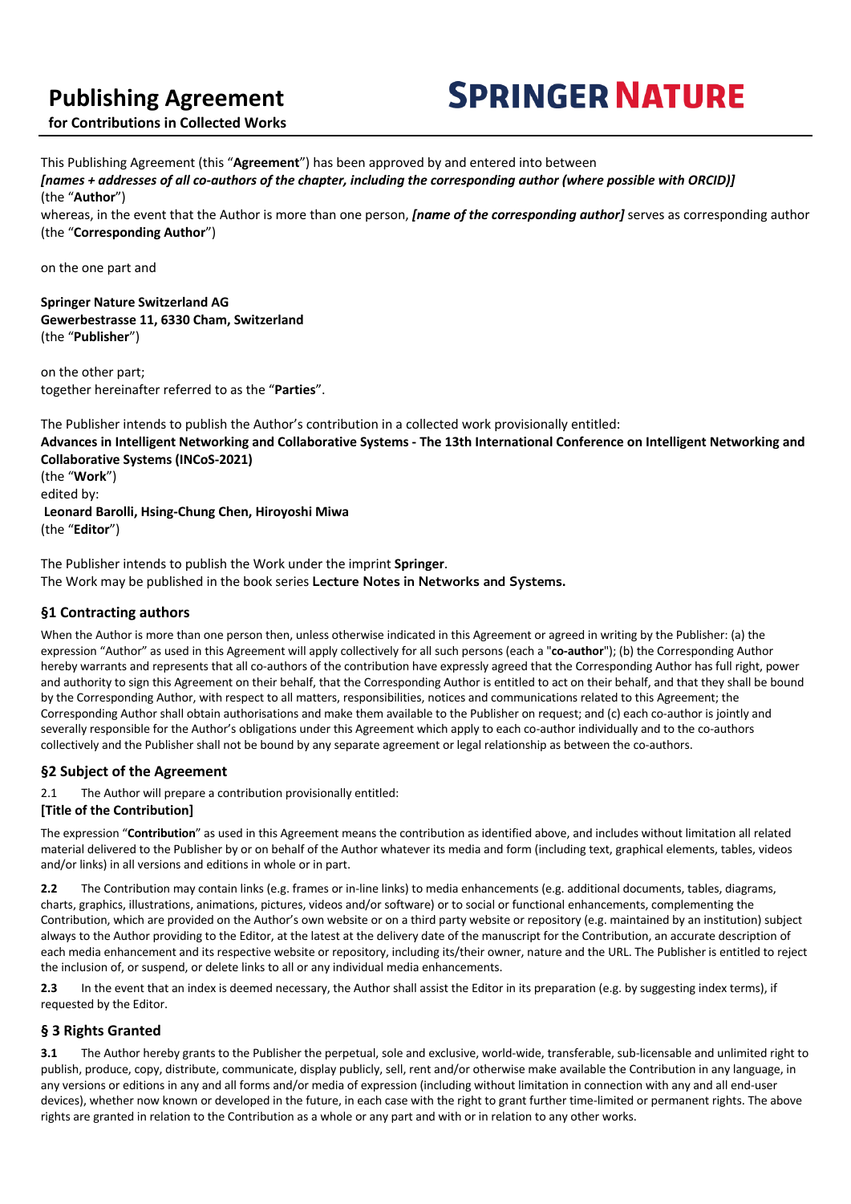# Publishing Agreement

**for Contributions in Collected Works**

**SPRINGER NATURE**

This Publishing Agreement (this "**Agreement**") has been approved by and entered into between
***[names + addresses of all co-authors of the chapter, including the corresponding author (where possible with ORCID)]***
(the "**Author**")
whereas, in the event that the Author is more than one person, ***[name of the corresponding author]*** serves as corresponding author (the "**Corresponding Author**")

on the one part and

**Springer Nature Switzerland AG**
**Gewerbestrasse 11, 6330 Cham, Switzerland**
(the "**Publisher**")

on the other part;
together hereinafter referred to as the "**Parties**".

The Publisher intends to publish the Author's contribution in a collected work provisionally entitled:
**Advances in Intelligent Networking and Collaborative Systems - The 13th International Conference on Intelligent Networking and Collaborative Systems (INCoS-2021)**
(the "**Work**")
edited by:
**Leonard Barolli, Hsing-Chung Chen, Hiroyoshi Miwa**
(the "**Editor**")

The Publisher intends to publish the Work under the imprint **Springer**.
The Work may be published in the book series **Lecture Notes in Networks and Systems.**

## §1 Contracting authors

When the Author is more than one person then, unless otherwise indicated in this Agreement or agreed in writing by the Publisher: (a) the expression "Author" as used in this Agreement will apply collectively for all such persons (each a "**co-author**"); (b) the Corresponding Author hereby warrants and represents that all co-authors of the contribution have expressly agreed that the Corresponding Author has full right, power and authority to sign this Agreement on their behalf, that the Corresponding Author is entitled to act on their behalf, and that they shall be bound by the Corresponding Author, with respect to all matters, responsibilities, notices and communications related to this Agreement; the Corresponding Author shall obtain authorisations and make them available to the Publisher on request; and (c) each co-author is jointly and severally responsible for the Author's obligations under this Agreement which apply to each co-author individually and to the co-authors collectively and the Publisher shall not be bound by any separate agreement or legal relationship as between the co-authors.

## §2 Subject of the Agreement

2.1 The Author will prepare a contribution provisionally entitled:

**[Title of the Contribution]**

The expression "**Contribution**" as used in this Agreement means the contribution as identified above, and includes without limitation all related material delivered to the Publisher by or on behalf of the Author whatever its media and form (including text, graphical elements, tables, videos and/or links) in all versions and editions in whole or in part.

**2.2** The Contribution may contain links (e.g. frames or in-line links) to media enhancements (e.g. additional documents, tables, diagrams, charts, graphics, illustrations, animations, pictures, videos and/or software) or to social or functional enhancements, complementing the Contribution, which are provided on the Author's own website or on a third party website or repository (e.g. maintained by an institution) subject always to the Author providing to the Editor, at the latest at the delivery date of the manuscript for the Contribution, an accurate description of each media enhancement and its respective website or repository, including its/their owner, nature and the URL. The Publisher is entitled to reject the inclusion of, or suspend, or delete links to all or any individual media enhancements.

**2.3** In the event that an index is deemed necessary, the Author shall assist the Editor in its preparation (e.g. by suggesting index terms), if requested by the Editor.

## § 3 Rights Granted

**3.1** The Author hereby grants to the Publisher the perpetual, sole and exclusive, world-wide, transferable, sub-licensable and unlimited right to publish, produce, copy, distribute, communicate, display publicly, sell, rent and/or otherwise make available the Contribution in any language, in any versions or editions in any and all forms and/or media of expression (including without limitation in connection with any and all end-user devices), whether now known or developed in the future, in each case with the right to grant further time-limited or permanent rights. The above rights are granted in relation to the Contribution as a whole or any part and with or in relation to any other works.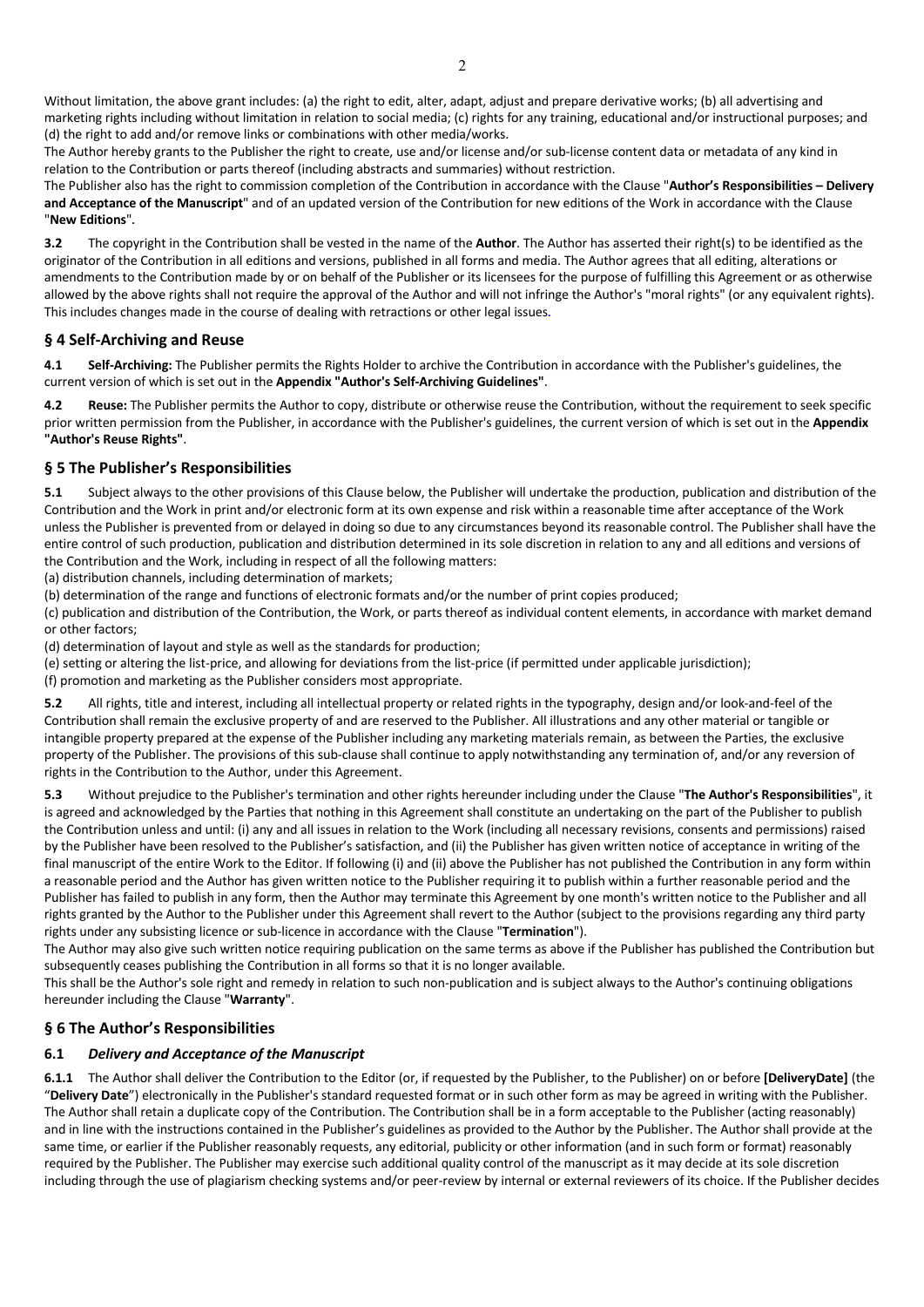Without limitation, the above grant includes: (a) the right to edit, alter, adapt, adjust and prepare derivative works; (b) all advertising and marketing rights including without limitation in relation to social media; (c) rights for any training, educational and/or instructional purposes; and (d) the right to add and/or remove links or combinations with other media/works.

The Author hereby grants to the Publisher the right to create, use and/or license and/or sub-license content data or metadata of any kind in relation to the Contribution or parts thereof (including abstracts and summaries) without restriction.

The Publisher also has the right to commission completion of the Contribution in accordance with the Clause "**Author's Responsibilities – Delivery and Acceptance of the Manuscript**" and of an updated version of the Contribution for new editions of the Work in accordance with the Clause "**New Editions**".

**3.2** The copyright in the Contribution shall be vested in the name of the **Author**. The Author has asserted their right(s) to be identified as the originator of the Contribution in all editions and versions, published in all forms and media. The Author agrees that all editing, alterations or amendments to the Contribution made by or on behalf of the Publisher or its licensees for the purpose of fulfilling this Agreement or as otherwise allowed by the above rights shall not require the approval of the Author and will not infringe the Author's "moral rights" (or any equivalent rights). This includes changes made in the course of dealing with retractions or other legal issues.

## § 4 Self-Archiving and Reuse

**4.1 Self-Archiving:** The Publisher permits the Rights Holder to archive the Contribution in accordance with the Publisher's guidelines, the current version of which is set out in the **Appendix "Author's Self-Archiving Guidelines"**.

**4.2 Reuse:** The Publisher permits the Author to copy, distribute or otherwise reuse the Contribution, without the requirement to seek specific prior written permission from the Publisher, in accordance with the Publisher's guidelines, the current version of which is set out in the **Appendix "Author's Reuse Rights"**.

## § 5 The Publisher's Responsibilities

**5.1** Subject always to the other provisions of this Clause below, the Publisher will undertake the production, publication and distribution of the Contribution and the Work in print and/or electronic form at its own expense and risk within a reasonable time after acceptance of the Work unless the Publisher is prevented from or delayed in doing so due to any circumstances beyond its reasonable control. The Publisher shall have the entire control of such production, publication and distribution determined in its sole discretion in relation to any and all editions and versions of the Contribution and the Work, including in respect of all the following matters:

(a) distribution channels, including determination of markets;

(b) determination of the range and functions of electronic formats and/or the number of print copies produced;

(c) publication and distribution of the Contribution, the Work, or parts thereof as individual content elements, in accordance with market demand or other factors;

(d) determination of layout and style as well as the standards for production;

(e) setting or altering the list-price, and allowing for deviations from the list-price (if permitted under applicable jurisdiction);

(f) promotion and marketing as the Publisher considers most appropriate.

**5.2** All rights, title and interest, including all intellectual property or related rights in the typography, design and/or look-and-feel of the Contribution shall remain the exclusive property of and are reserved to the Publisher. All illustrations and any other material or tangible or intangible property prepared at the expense of the Publisher including any marketing materials remain, as between the Parties, the exclusive property of the Publisher. The provisions of this sub-clause shall continue to apply notwithstanding any termination of, and/or any reversion of rights in the Contribution to the Author, under this Agreement.

**5.3** Without prejudice to the Publisher's termination and other rights hereunder including under the Clause "**The Author's Responsibilities**", it is agreed and acknowledged by the Parties that nothing in this Agreement shall constitute an undertaking on the part of the Publisher to publish the Contribution unless and until: (i) any and all issues in relation to the Work (including all necessary revisions, consents and permissions) raised by the Publisher have been resolved to the Publisher's satisfaction, and (ii) the Publisher has given written notice of acceptance in writing of the final manuscript of the entire Work to the Editor. If following (i) and (ii) above the Publisher has not published the Contribution in any form within a reasonable period and the Author has given written notice to the Publisher requiring it to publish within a further reasonable period and the Publisher has failed to publish in any form, then the Author may terminate this Agreement by one month's written notice to the Publisher and all rights granted by the Author to the Publisher under this Agreement shall revert to the Author (subject to the provisions regarding any third party rights under any subsisting licence or sub-licence in accordance with the Clause "**Termination**").

The Author may also give such written notice requiring publication on the same terms as above if the Publisher has published the Contribution but subsequently ceases publishing the Contribution in all forms so that it is no longer available.

This shall be the Author's sole right and remedy in relation to such non-publication and is subject always to the Author's continuing obligations hereunder including the Clause "**Warranty**".

## § 6 The Author's Responsibilities

### 6.1 *Delivery and Acceptance of the Manuscript*

**6.1.1** The Author shall deliver the Contribution to the Editor (or, if requested by the Publisher, to the Publisher) on or before **[DeliveryDate]** (the "**Delivery Date**") electronically in the Publisher's standard requested format or in such other form as may be agreed in writing with the Publisher. The Author shall retain a duplicate copy of the Contribution. The Contribution shall be in a form acceptable to the Publisher (acting reasonably) and in line with the instructions contained in the Publisher's guidelines as provided to the Author by the Publisher. The Author shall provide at the same time, or earlier if the Publisher reasonably requests, any editorial, publicity or other information (and in such form or format) reasonably required by the Publisher. The Publisher may exercise such additional quality control of the manuscript as it may decide at its sole discretion including through the use of plagiarism checking systems and/or peer-review by internal or external reviewers of its choice. If the Publisher decides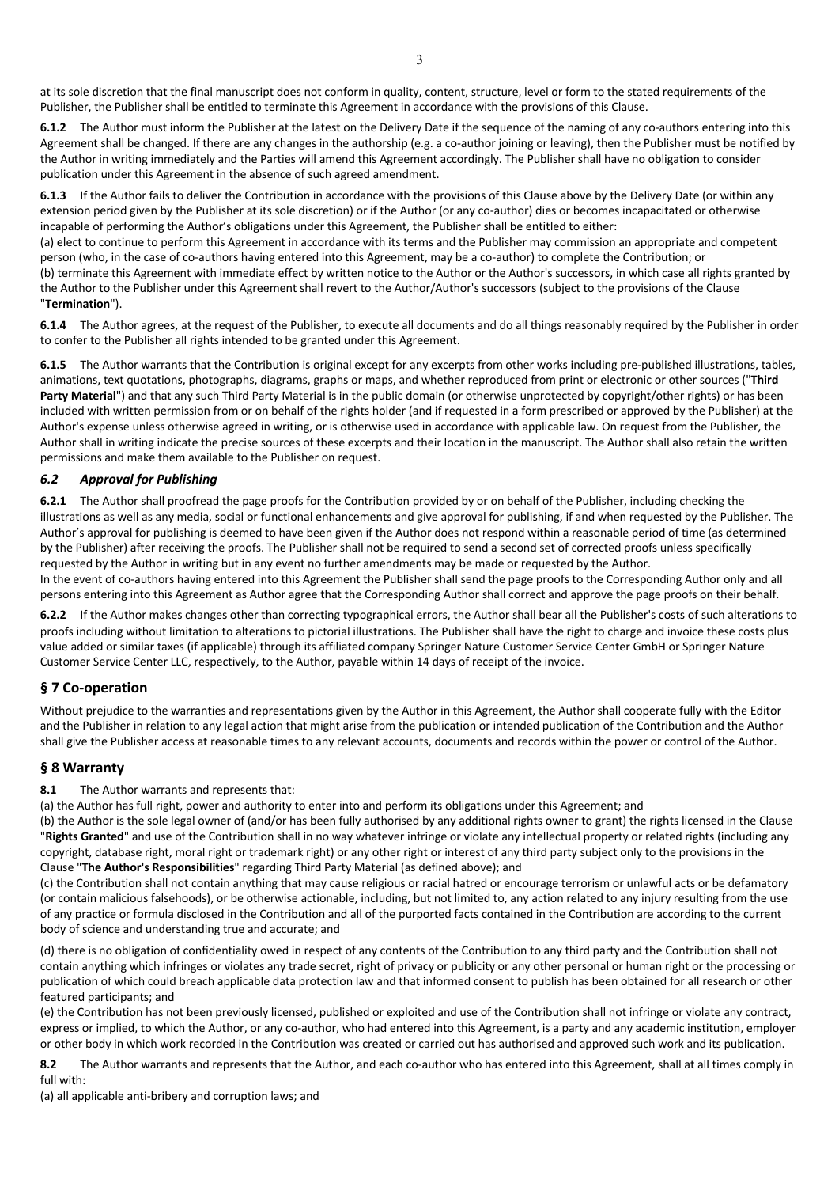at its sole discretion that the final manuscript does not conform in quality, content, structure, level or form to the stated requirements of the Publisher, the Publisher shall be entitled to terminate this Agreement in accordance with the provisions of this Clause.

**6.1.2** The Author must inform the Publisher at the latest on the Delivery Date if the sequence of the naming of any co-authors entering into this Agreement shall be changed. If there are any changes in the authorship (e.g. a co-author joining or leaving), then the Publisher must be notified by the Author in writing immediately and the Parties will amend this Agreement accordingly. The Publisher shall have no obligation to consider publication under this Agreement in the absence of such agreed amendment.

**6.1.3** If the Author fails to deliver the Contribution in accordance with the provisions of this Clause above by the Delivery Date (or within any extension period given by the Publisher at its sole discretion) or if the Author (or any co-author) dies or becomes incapacitated or otherwise incapable of performing the Author's obligations under this Agreement, the Publisher shall be entitled to either:
(a) elect to continue to perform this Agreement in accordance with its terms and the Publisher may commission an appropriate and competent person (who, in the case of co-authors having entered into this Agreement, may be a co-author) to complete the Contribution; or
(b) terminate this Agreement with immediate effect by written notice to the Author or the Author's successors, in which case all rights granted by the Author to the Publisher under this Agreement shall revert to the Author/Author's successors (subject to the provisions of the Clause "**Termination**").

**6.1.4** The Author agrees, at the request of the Publisher, to execute all documents and do all things reasonably required by the Publisher in order to confer to the Publisher all rights intended to be granted under this Agreement.

**6.1.5** The Author warrants that the Contribution is original except for any excerpts from other works including pre-published illustrations, tables, animations, text quotations, photographs, diagrams, graphs or maps, and whether reproduced from print or electronic or other sources ("**Third Party Material**") and that any such Third Party Material is in the public domain (or otherwise unprotected by copyright/other rights) or has been included with written permission from or on behalf of the rights holder (and if requested in a form prescribed or approved by the Publisher) at the Author's expense unless otherwise agreed in writing, or is otherwise used in accordance with applicable law. On request from the Publisher, the Author shall in writing indicate the precise sources of these excerpts and their location in the manuscript. The Author shall also retain the written permissions and make them available to the Publisher on request.

### *6.2 Approval for Publishing*

**6.2.1** The Author shall proofread the page proofs for the Contribution provided by or on behalf of the Publisher, including checking the illustrations as well as any media, social or functional enhancements and give approval for publishing, if and when requested by the Publisher. The Author's approval for publishing is deemed to have been given if the Author does not respond within a reasonable period of time (as determined by the Publisher) after receiving the proofs. The Publisher shall not be required to send a second set of corrected proofs unless specifically requested by the Author in writing but in any event no further amendments may be made or requested by the Author.
In the event of co-authors having entered into this Agreement the Publisher shall send the page proofs to the Corresponding Author only and all persons entering into this Agreement as Author agree that the Corresponding Author shall correct and approve the page proofs on their behalf.

**6.2.2** If the Author makes changes other than correcting typographical errors, the Author shall bear all the Publisher's costs of such alterations to proofs including without limitation to alterations to pictorial illustrations. The Publisher shall have the right to charge and invoice these costs plus value added or similar taxes (if applicable) through its affiliated company Springer Nature Customer Service Center GmbH or Springer Nature Customer Service Center LLC, respectively, to the Author, payable within 14 days of receipt of the invoice.

## § 7 Co-operation

Without prejudice to the warranties and representations given by the Author in this Agreement, the Author shall cooperate fully with the Editor and the Publisher in relation to any legal action that might arise from the publication or intended publication of the Contribution and the Author shall give the Publisher access at reasonable times to any relevant accounts, documents and records within the power or control of the Author.

## § 8 Warranty

**8.1** The Author warrants and represents that:
(a) the Author has full right, power and authority to enter into and perform its obligations under this Agreement; and
(b) the Author is the sole legal owner of (and/or has been fully authorised by any additional rights owner to grant) the rights licensed in the Clause "**Rights Granted**" and use of the Contribution shall in no way whatever infringe or violate any intellectual property or related rights (including any copyright, database right, moral right or trademark right) or any other right or interest of any third party subject only to the provisions in the Clause "**The Author's Responsibilities**" regarding Third Party Material (as defined above); and
(c) the Contribution shall not contain anything that may cause religious or racial hatred or encourage terrorism or unlawful acts or be defamatory (or contain malicious falsehoods), or be otherwise actionable, including, but not limited to, any action related to any injury resulting from the use of any practice or formula disclosed in the Contribution and all of the purported facts contained in the Contribution are according to the current body of science and understanding true and accurate; and

(d) there is no obligation of confidentiality owed in respect of any contents of the Contribution to any third party and the Contribution shall not contain anything which infringes or violates any trade secret, right of privacy or publicity or any other personal or human right or the processing or publication of which could breach applicable data protection law and that informed consent to publish has been obtained for all research or other featured participants; and
(e) the Contribution has not been previously licensed, published or exploited and use of the Contribution shall not infringe or violate any contract, express or implied, to which the Author, or any co-author, who had entered into this Agreement, is a party and any academic institution, employer or other body in which work recorded in the Contribution was created or carried out has authorised and approved such work and its publication.

**8.2** The Author warrants and represents that the Author, and each co-author who has entered into this Agreement, shall at all times comply in full with:
(a) all applicable anti-bribery and corruption laws; and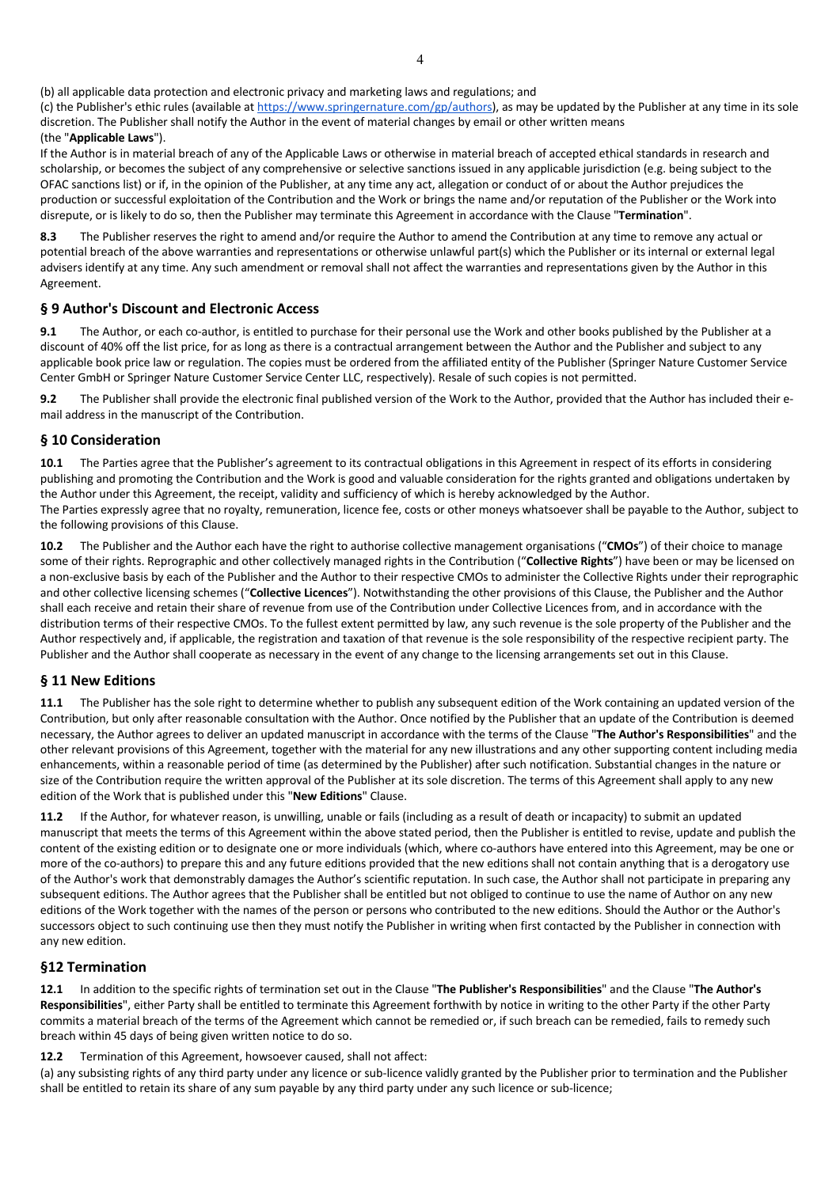(b) all applicable data protection and electronic privacy and marketing laws and regulations; and

(c) the Publisher's ethic rules (available at https://www.springernature.com/gp/authors), as may be updated by the Publisher at any time in its sole discretion. The Publisher shall notify the Author in the event of material changes by email or other written means (the "**Applicable Laws**").

If the Author is in material breach of any of the Applicable Laws or otherwise in material breach of accepted ethical standards in research and scholarship, or becomes the subject of any comprehensive or selective sanctions issued in any applicable jurisdiction (e.g. being subject to the OFAC sanctions list) or if, in the opinion of the Publisher, at any time any act, allegation or conduct of or about the Author prejudices the production or successful exploitation of the Contribution and the Work or brings the name and/or reputation of the Publisher or the Work into disrepute, or is likely to do so, then the Publisher may terminate this Agreement in accordance with the Clause "**Termination**".

**8.3** The Publisher reserves the right to amend and/or require the Author to amend the Contribution at any time to remove any actual or potential breach of the above warranties and representations or otherwise unlawful part(s) which the Publisher or its internal or external legal advisers identify at any time. Any such amendment or removal shall not affect the warranties and representations given by the Author in this Agreement.

## § 9 Author's Discount and Electronic Access

**9.1** The Author, or each co-author, is entitled to purchase for their personal use the Work and other books published by the Publisher at a discount of 40% off the list price, for as long as there is a contractual arrangement between the Author and the Publisher and subject to any applicable book price law or regulation. The copies must be ordered from the affiliated entity of the Publisher (Springer Nature Customer Service Center GmbH or Springer Nature Customer Service Center LLC, respectively). Resale of such copies is not permitted.

**9.2** The Publisher shall provide the electronic final published version of the Work to the Author, provided that the Author has included their e-mail address in the manuscript of the Contribution.

## § 10 Consideration

**10.1** The Parties agree that the Publisher's agreement to its contractual obligations in this Agreement in respect of its efforts in considering publishing and promoting the Contribution and the Work is good and valuable consideration for the rights granted and obligations undertaken by the Author under this Agreement, the receipt, validity and sufficiency of which is hereby acknowledged by the Author.

The Parties expressly agree that no royalty, remuneration, licence fee, costs or other moneys whatsoever shall be payable to the Author, subject to the following provisions of this Clause.

**10.2** The Publisher and the Author each have the right to authorise collective management organisations ("**CMOs**") of their choice to manage some of their rights. Reprographic and other collectively managed rights in the Contribution ("**Collective Rights**") have been or may be licensed on a non-exclusive basis by each of the Publisher and the Author to their respective CMOs to administer the Collective Rights under their reprographic and other collective licensing schemes ("**Collective Licences**"). Notwithstanding the other provisions of this Clause, the Publisher and the Author shall each receive and retain their share of revenue from use of the Contribution under Collective Licences from, and in accordance with the distribution terms of their respective CMOs. To the fullest extent permitted by law, any such revenue is the sole property of the Publisher and the Author respectively and, if applicable, the registration and taxation of that revenue is the sole responsibility of the respective recipient party. The Publisher and the Author shall cooperate as necessary in the event of any change to the licensing arrangements set out in this Clause.

## § 11 New Editions

**11.1** The Publisher has the sole right to determine whether to publish any subsequent edition of the Work containing an updated version of the Contribution, but only after reasonable consultation with the Author. Once notified by the Publisher that an update of the Contribution is deemed necessary, the Author agrees to deliver an updated manuscript in accordance with the terms of the Clause "**The Author's Responsibilities**" and the other relevant provisions of this Agreement, together with the material for any new illustrations and any other supporting content including media enhancements, within a reasonable period of time (as determined by the Publisher) after such notification. Substantial changes in the nature or size of the Contribution require the written approval of the Publisher at its sole discretion. The terms of this Agreement shall apply to any new edition of the Work that is published under this "**New Editions**" Clause.

**11.2** If the Author, for whatever reason, is unwilling, unable or fails (including as a result of death or incapacity) to submit an updated manuscript that meets the terms of this Agreement within the above stated period, then the Publisher is entitled to revise, update and publish the content of the existing edition or to designate one or more individuals (which, where co-authors have entered into this Agreement, may be one or more of the co-authors) to prepare this and any future editions provided that the new editions shall not contain anything that is a derogatory use of the Author's work that demonstrably damages the Author's scientific reputation. In such case, the Author shall not participate in preparing any subsequent editions. The Author agrees that the Publisher shall be entitled but not obliged to continue to use the name of Author on any new editions of the Work together with the names of the person or persons who contributed to the new editions. Should the Author or the Author's successors object to such continuing use then they must notify the Publisher in writing when first contacted by the Publisher in connection with any new edition.

## §12 Termination

**12.1** In addition to the specific rights of termination set out in the Clause "**The Publisher's Responsibilities**" and the Clause "**The Author's Responsibilities**", either Party shall be entitled to terminate this Agreement forthwith by notice in writing to the other Party if the other Party commits a material breach of the terms of the Agreement which cannot be remedied or, if such breach can be remedied, fails to remedy such breach within 45 days of being given written notice to do so.

**12.2** Termination of this Agreement, howsoever caused, shall not affect:

(a) any subsisting rights of any third party under any licence or sub-licence validly granted by the Publisher prior to termination and the Publisher shall be entitled to retain its share of any sum payable by any third party under any such licence or sub-licence;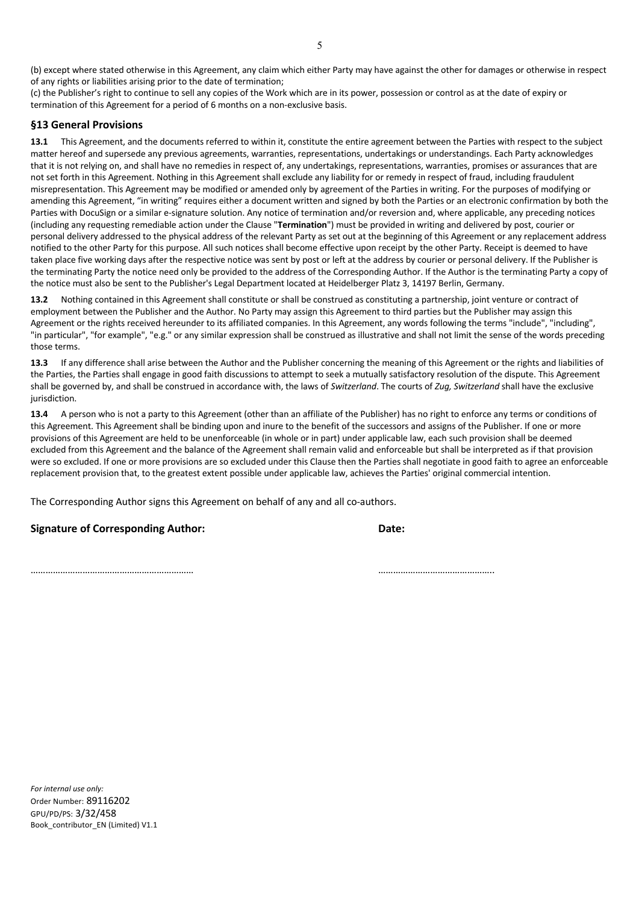(b) except where stated otherwise in this Agreement, any claim which either Party may have against the other for damages or otherwise in respect of any rights or liabilities arising prior to the date of termination;

(c) the Publisher's right to continue to sell any copies of the Work which are in its power, possession or control as at the date of expiry or termination of this Agreement for a period of 6 months on a non-exclusive basis.

## §13 General Provisions

**13.1** This Agreement, and the documents referred to within it, constitute the entire agreement between the Parties with respect to the subject matter hereof and supersede any previous agreements, warranties, representations, undertakings or understandings. Each Party acknowledges that it is not relying on, and shall have no remedies in respect of, any undertakings, representations, warranties, promises or assurances that are not set forth in this Agreement. Nothing in this Agreement shall exclude any liability for or remedy in respect of fraud, including fraudulent misrepresentation. This Agreement may be modified or amended only by agreement of the Parties in writing. For the purposes of modifying or amending this Agreement, "in writing" requires either a document written and signed by both the Parties or an electronic confirmation by both the Parties with DocuSign or a similar e-signature solution. Any notice of termination and/or reversion and, where applicable, any preceding notices (including any requesting remediable action under the Clause "**Termination**") must be provided in writing and delivered by post, courier or personal delivery addressed to the physical address of the relevant Party as set out at the beginning of this Agreement or any replacement address notified to the other Party for this purpose. All such notices shall become effective upon receipt by the other Party. Receipt is deemed to have taken place five working days after the respective notice was sent by post or left at the address by courier or personal delivery. If the Publisher is the terminating Party the notice need only be provided to the address of the Corresponding Author. If the Author is the terminating Party a copy of the notice must also be sent to the Publisher's Legal Department located at Heidelberger Platz 3, 14197 Berlin, Germany.

**13.2** Nothing contained in this Agreement shall constitute or shall be construed as constituting a partnership, joint venture or contract of employment between the Publisher and the Author. No Party may assign this Agreement to third parties but the Publisher may assign this Agreement or the rights received hereunder to its affiliated companies. In this Agreement, any words following the terms "include", "including", "in particular", "for example", "e.g." or any similar expression shall be construed as illustrative and shall not limit the sense of the words preceding those terms.

**13.3** If any difference shall arise between the Author and the Publisher concerning the meaning of this Agreement or the rights and liabilities of the Parties, the Parties shall engage in good faith discussions to attempt to seek a mutually satisfactory resolution of the dispute. This Agreement shall be governed by, and shall be construed in accordance with, the laws of *Switzerland*. The courts of *Zug, Switzerland* shall have the exclusive jurisdiction.

**13.4** A person who is not a party to this Agreement (other than an affiliate of the Publisher) has no right to enforce any terms or conditions of this Agreement. This Agreement shall be binding upon and inure to the benefit of the successors and assigns of the Publisher. If one or more provisions of this Agreement are held to be unenforceable (in whole or in part) under applicable law, each such provision shall be deemed excluded from this Agreement and the balance of the Agreement shall remain valid and enforceable but shall be interpreted as if that provision were so excluded. If one or more provisions are so excluded under this Clause then the Parties shall negotiate in good faith to agree an enforceable replacement provision that, to the greatest extent possible under applicable law, achieves the Parties' original commercial intention.

The Corresponding Author signs this Agreement on behalf of any and all co-authors.

**Signature of Corresponding Author:** **Date:**

………………………………………………………… ………………………………………..

*For internal use only:*
Order Number: 89116202
GPU/PD/PS: 3/32/458
Book_contributor_EN (Limited) V1.1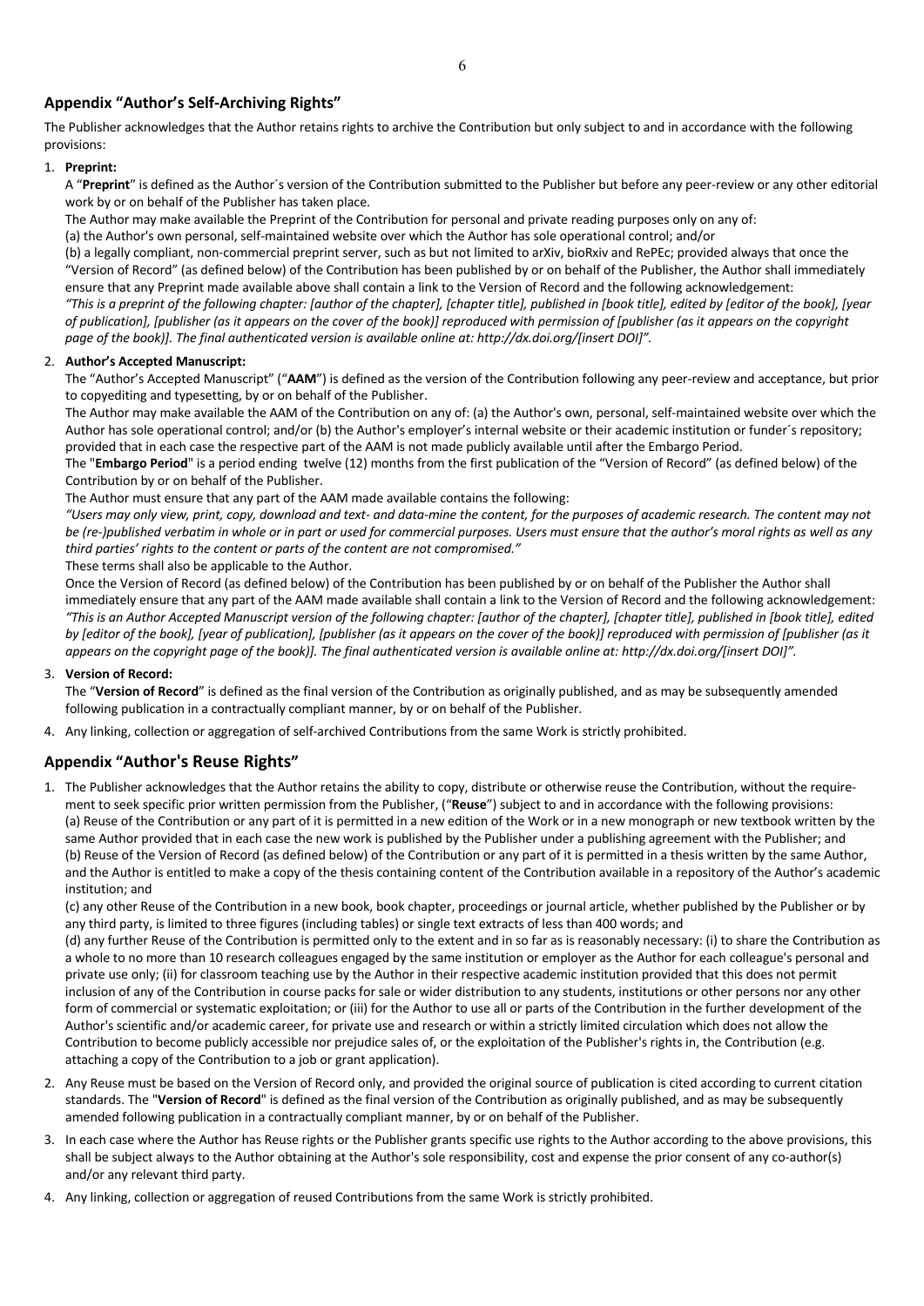## Appendix "Author's Self-Archiving Rights"

The Publisher acknowledges that the Author retains rights to archive the Contribution but only subject to and in accordance with the following provisions:

1. **Preprint:**

   A "**Preprint**" is defined as the Author´s version of the Contribution submitted to the Publisher but before any peer-review or any other editorial work by or on behalf of the Publisher has taken place.

   The Author may make available the Preprint of the Contribution for personal and private reading purposes only on any of:

   (a) the Author's own personal, self-maintained website over which the Author has sole operational control; and/or

   (b) a legally compliant, non-commercial preprint server, such as but not limited to arXiv, bioRxiv and RePEc; provided always that once the "Version of Record" (as defined below) of the Contribution has been published by or on behalf of the Publisher, the Author shall immediately ensure that any Preprint made available above shall contain a link to the Version of Record and the following acknowledgement:

   *"This is a preprint of the following chapter: [author of the chapter], [chapter title], published in [book title], edited by [editor of the book], [year of publication], [publisher (as it appears on the cover of the book)] reproduced with permission of [publisher (as it appears on the copyright page of the book)]. The final authenticated version is available online at: http://dx.doi.org/[insert DOI]".*

2. **Author's Accepted Manuscript:**

   The "Author's Accepted Manuscript" ("**AAM**") is defined as the version of the Contribution following any peer-review and acceptance, but prior to copyediting and typesetting, by or on behalf of the Publisher.

   The Author may make available the AAM of the Contribution on any of: (a) the Author's own, personal, self-maintained website over which the Author has sole operational control; and/or (b) the Author's employer's internal website or their academic institution or funder´s repository; provided that in each case the respective part of the AAM is not made publicly available until after the Embargo Period.

   The "**Embargo Period**" is a period ending twelve (12) months from the first publication of the "Version of Record" (as defined below) of the Contribution by or on behalf of the Publisher.

   The Author must ensure that any part of the AAM made available contains the following:

   *"Users may only view, print, copy, download and text- and data-mine the content, for the purposes of academic research. The content may not be (re-)published verbatim in whole or in part or used for commercial purposes. Users must ensure that the author's moral rights as well as any third parties' rights to the content or parts of the content are not compromised."*

   These terms shall also be applicable to the Author.

   Once the Version of Record (as defined below) of the Contribution has been published by or on behalf of the Publisher the Author shall immediately ensure that any part of the AAM made available shall contain a link to the Version of Record and the following acknowledgement:

   *"This is an Author Accepted Manuscript version of the following chapter: [author of the chapter], [chapter title], published in [book title], edited by [editor of the book], [year of publication], [publisher (as it appears on the cover of the book)] reproduced with permission of [publisher (as it appears on the copyright page of the book)]. The final authenticated version is available online at: http://dx.doi.org/[insert DOI]".*

3. **Version of Record:**

   The "**Version of Record**" is defined as the final version of the Contribution as originally published, and as may be subsequently amended following publication in a contractually compliant manner, by or on behalf of the Publisher.

4. Any linking, collection or aggregation of self-archived Contributions from the same Work is strictly prohibited.

## Appendix "Author's Reuse Rights"

1. The Publisher acknowledges that the Author retains the ability to copy, distribute or otherwise reuse the Contribution, without the requirement to seek specific prior written permission from the Publisher, ("**Reuse**") subject to and in accordance with the following provisions:

   (a) Reuse of the Contribution or any part of it is permitted in a new edition of the Work or in a new monograph or new textbook written by the same Author provided that in each case the new work is published by the Publisher under a publishing agreement with the Publisher; and

   (b) Reuse of the Version of Record (as defined below) of the Contribution or any part of it is permitted in a thesis written by the same Author, and the Author is entitled to make a copy of the thesis containing content of the Contribution available in a repository of the Author's academic institution; and

   (c) any other Reuse of the Contribution in a new book, book chapter, proceedings or journal article, whether published by the Publisher or by any third party, is limited to three figures (including tables) or single text extracts of less than 400 words; and

   (d) any further Reuse of the Contribution is permitted only to the extent and in so far as is reasonably necessary: (i) to share the Contribution as a whole to no more than 10 research colleagues engaged by the same institution or employer as the Author for each colleague's personal and private use only; (ii) for classroom teaching use by the Author in their respective academic institution provided that this does not permit inclusion of any of the Contribution in course packs for sale or wider distribution to any students, institutions or other persons nor any other form of commercial or systematic exploitation; or (iii) for the Author to use all or parts of the Contribution in the further development of the Author's scientific and/or academic career, for private use and research or within a strictly limited circulation which does not allow the Contribution to become publicly accessible nor prejudice sales of, or the exploitation of the Publisher's rights in, the Contribution (e.g. attaching a copy of the Contribution to a job or grant application).

2. Any Reuse must be based on the Version of Record only, and provided the original source of publication is cited according to current citation standards. The "**Version of Record**" is defined as the final version of the Contribution as originally published, and as may be subsequently amended following publication in a contractually compliant manner, by or on behalf of the Publisher.

3. In each case where the Author has Reuse rights or the Publisher grants specific use rights to the Author according to the above provisions, this shall be subject always to the Author obtaining at the Author's sole responsibility, cost and expense the prior consent of any co-author(s) and/or any relevant third party.

4. Any linking, collection or aggregation of reused Contributions from the same Work is strictly prohibited.